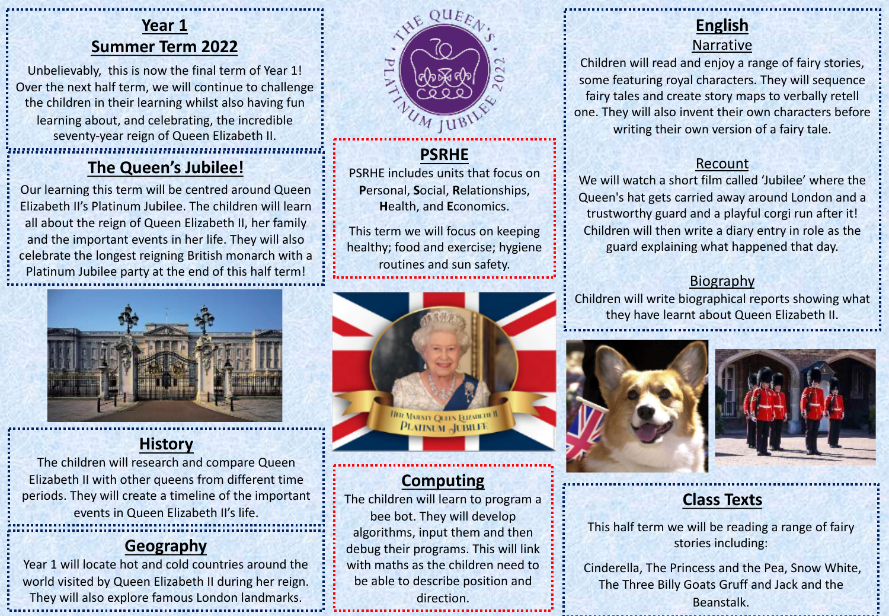# Year 1
# Summer Term 2022

Unbelievably, this is now the final term of Year 1! Over the next half term, we will continue to challenge the children in their learning whilst also having fun learning about, and celebrating, the incredible seventy-year reign of Queen Elizabeth II.

## The Queen's Jubilee!

Our learning this term will be centred around Queen Elizabeth II's Platinum Jubilee. The children will learn all about the reign of Queen Elizabeth II, her family and the important events in her life. They will also celebrate the longest reigning British monarch with a Platinum Jubilee party at the end of this half term!

## History

The children will research and compare Queen Elizabeth II with other queens from different time periods. They will create a timeline of the important events in Queen Elizabeth II's life.

## Geography

Year 1 will locate hot and cold countries around the world visited by Queen Elizabeth II during her reign. They will also explore famous London landmarks.

## PSRHE

PSRHE includes units that focus on **P**ersonal, **S**ocial, **R**elationships, **H**ealth, and **E**conomics.

This term we will focus on keeping healthy; food and exercise; hygiene routines and sun safety.

## Computing

The children will learn to program a bee bot. They will develop algorithms, input them and then debug their programs. This will link with maths as the children need to be able to describe position and direction.

## English

### Narrative

Children will read and enjoy a range of fairy stories, some featuring royal characters. They will sequence fairy tales and create story maps to verbally retell one. They will also invent their own characters before writing their own version of a fairy tale.

### Recount

We will watch a short film called 'Jubilee' where the Queen's hat gets carried away around London and a trustworthy guard and a playful corgi run after it! Children will then write a diary entry in role as the guard explaining what happened that day.

### Biography

Children will write biographical reports showing what they have learnt about Queen Elizabeth II.

## Class Texts

This half term we will be reading a range of fairy stories including:

Cinderella, The Princess and the Pea, Snow White, The Three Billy Goats Gruff and Jack and the Beanstalk.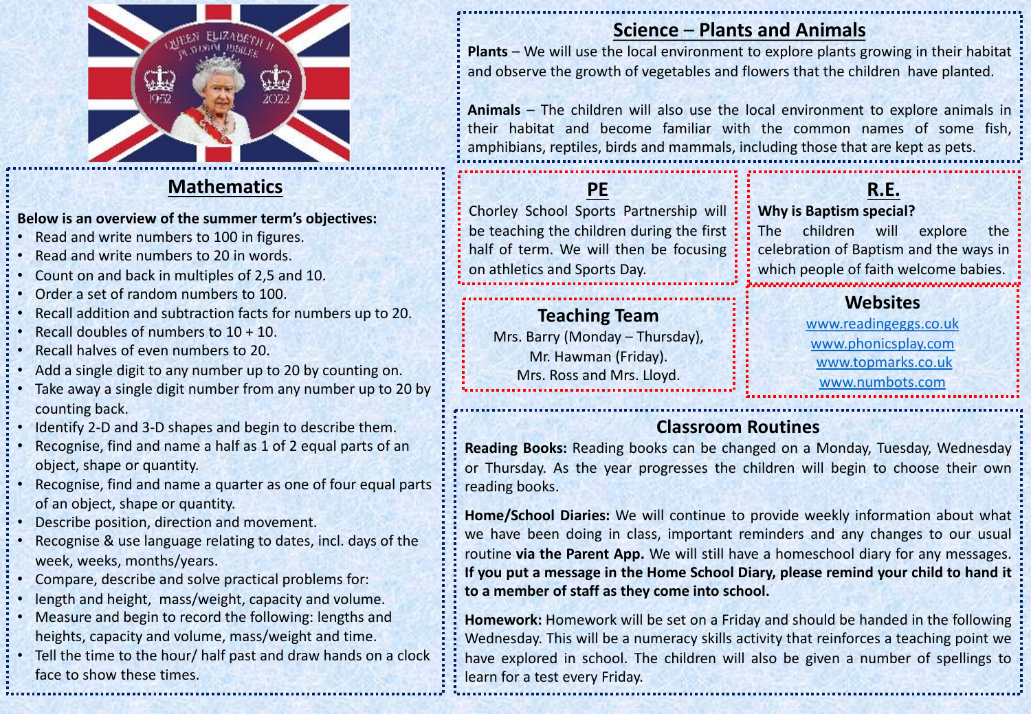## Mathematics

**Below is an overview of the summer term's objectives:**

- Read and write numbers to 100 in figures.
- Read and write numbers to 20 in words.
- Count on and back in multiples of 2,5 and 10.
- Order a set of random numbers to 100.
- Recall addition and subtraction facts for numbers up to 20.
- Recall doubles of numbers to 10 + 10.
- Recall halves of even numbers to 20.
- Add a single digit to any number up to 20 by counting on.
- Take away a single digit number from any number up to 20 by counting back.
- Identify 2-D and 3-D shapes and begin to describe them.
- Recognise, find and name a half as 1 of 2 equal parts of an object, shape or quantity.
- Recognise, find and name a quarter as one of four equal parts of an object, shape or quantity.
- Describe position, direction and movement.
- Recognise & use language relating to dates, incl. days of the week, weeks, months/years.
- Compare, describe and solve practical problems for:
- length and height, mass/weight, capacity and volume.
- Measure and begin to record the following: lengths and heights, capacity and volume, mass/weight and time.
- Tell the time to the hour/ half past and draw hands on a clock face to show these times.

## Science – Plants and Animals

**Plants** – We will use the local environment to explore plants growing in their habitat and observe the growth of vegetables and flowers that the children have planted.

**Animals** – The children will also use the local environment to explore animals in their habitat and become familiar with the common names of some fish, amphibians, reptiles, birds and mammals, including those that are kept as pets.

## PE

Chorley School Sports Partnership will be teaching the children during the first half of term. We will then be focusing on athletics and Sports Day.

## R.E.

**Why is Baptism special?**

The children will explore the celebration of Baptism and the ways in which people of faith welcome babies.

## Teaching Team

Mrs. Barry (Monday – Thursday),
Mr. Hawman (Friday).
Mrs. Ross and Mrs. Lloyd.

## Websites

www.readingeggs.co.uk
www.phonicsplay.com
www.topmarks.co.uk
www.numbots.com

## Classroom Routines

**Reading Books:** Reading books can be changed on a Monday, Tuesday, Wednesday or Thursday. As the year progresses the children will begin to choose their own reading books.

**Home/School Diaries:** We will continue to provide weekly information about what we have been doing in class, important reminders and any changes to our usual routine **via the Parent App.** We will still have a homeschool diary for any messages. **If you put a message in the Home School Diary, please remind your child to hand it to a member of staff as they come into school.**

**Homework:** Homework will be set on a Friday and should be handed in the following Wednesday. This will be a numeracy skills activity that reinforces a teaching point we have explored in school. The children will also be given a number of spellings to learn for a test every Friday.